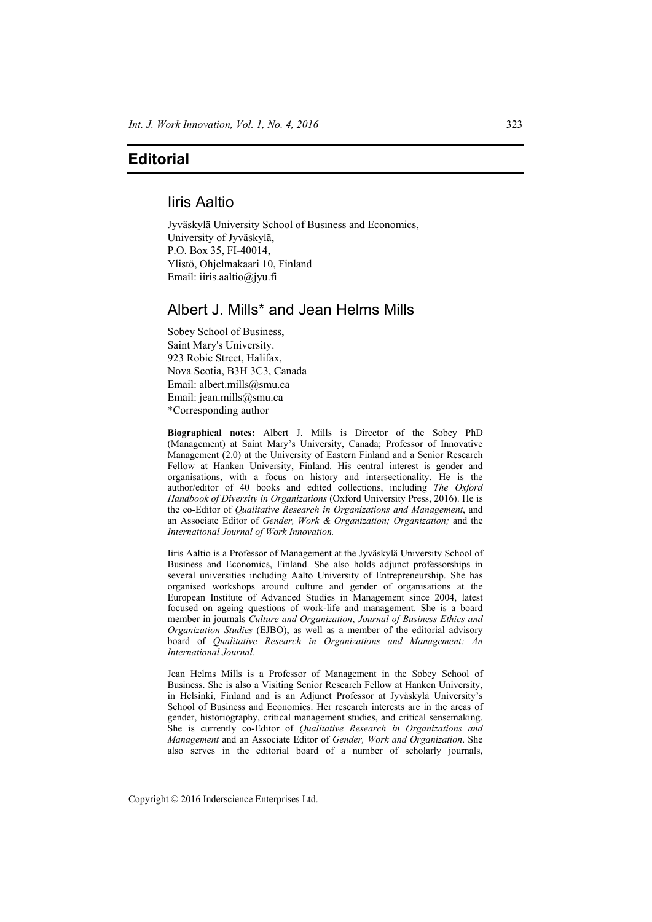# Editorial

## Iiris Aaltio

Jyväskylä University School of Business and Economics,
University of Jyväskylä,
P.O. Box 35, FI-40014,
Ylistö, Ohjelmakaari 10, Finland
Email: iiris.aaltio@jyu.fi

## Albert J. Mills* and Jean Helms Mills

Sobey School of Business,
Saint Mary's University.
923 Robie Street, Halifax,
Nova Scotia, B3H 3C3, Canada
Email: albert.mills@smu.ca
Email: jean.mills@smu.ca
*Corresponding author

**Biographical notes:** Albert J. Mills is Director of the Sobey PhD (Management) at Saint Mary's University, Canada; Professor of Innovative Management (2.0) at the University of Eastern Finland and a Senior Research Fellow at Hanken University, Finland. His central interest is gender and organisations, with a focus on history and intersectionality. He is the author/editor of 40 books and edited collections, including *The Oxford Handbook of Diversity in Organizations* (Oxford University Press, 2016). He is the co-Editor of *Qualitative Research in Organizations and Management*, and an Associate Editor of *Gender, Work & Organization; Organization;* and the *International Journal of Work Innovation.*

Iiris Aaltio is a Professor of Management at the Jyväskylä University School of Business and Economics, Finland. She also holds adjunct professorships in several universities including Aalto University of Entrepreneurship. She has organised workshops around culture and gender of organisations at the European Institute of Advanced Studies in Management since 2004, latest focused on ageing questions of work-life and management. She is a board member in journals *Culture and Organization*, *Journal of Business Ethics and Organization Studies* (EJBO), as well as a member of the editorial advisory board of *Qualitative Research in Organizations and Management: An International Journal*.

Jean Helms Mills is a Professor of Management in the Sobey School of Business. She is also a Visiting Senior Research Fellow at Hanken University, in Helsinki, Finland and is an Adjunct Professor at Jyväskylä University's School of Business and Economics. Her research interests are in the areas of gender, historiography, critical management studies, and critical sensemaking. She is currently co-Editor of *Qualitative Research in Organizations and Management* and an Associate Editor of *Gender, Work and Organization*. She also serves in the editorial board of a number of scholarly journals,

Copyright © 2016 Inderscience Enterprises Ltd.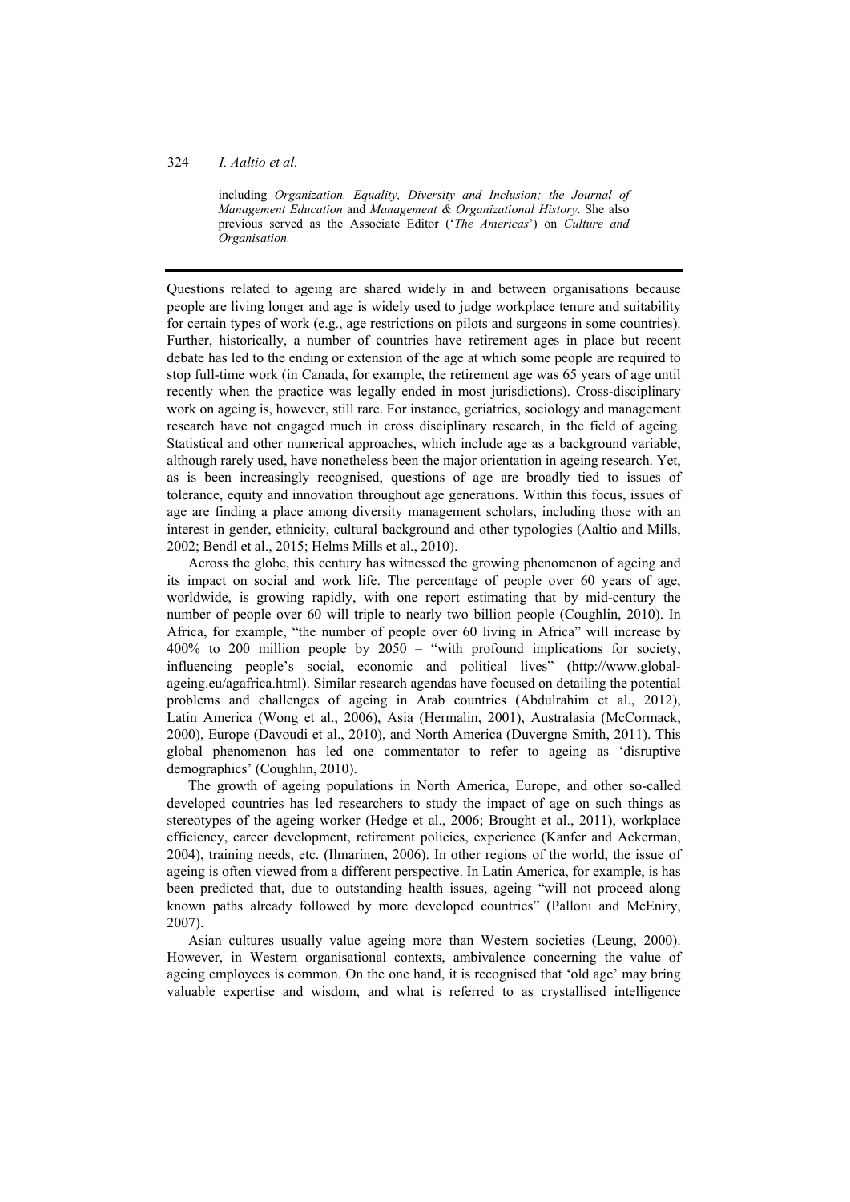including *Organization, Equality, Diversity and Inclusion; the Journal of Management Education* and *Management & Organizational History*. She also previous served as the Associate Editor ('*The Americas*') on *Culture and Organisation.*

---

Questions related to ageing are shared widely in and between organisations because people are living longer and age is widely used to judge workplace tenure and suitability for certain types of work (e.g., age restrictions on pilots and surgeons in some countries). Further, historically, a number of countries have retirement ages in place but recent debate has led to the ending or extension of the age at which some people are required to stop full-time work (in Canada, for example, the retirement age was 65 years of age until recently when the practice was legally ended in most jurisdictions). Cross-disciplinary work on ageing is, however, still rare. For instance, geriatrics, sociology and management research have not engaged much in cross disciplinary research, in the field of ageing. Statistical and other numerical approaches, which include age as a background variable, although rarely used, have nonetheless been the major orientation in ageing research. Yet, as is been increasingly recognised, questions of age are broadly tied to issues of tolerance, equity and innovation throughout age generations. Within this focus, issues of age are finding a place among diversity management scholars, including those with an interest in gender, ethnicity, cultural background and other typologies (Aaltio and Mills, 2002; Bendl et al., 2015; Helms Mills et al., 2010).

Across the globe, this century has witnessed the growing phenomenon of ageing and its impact on social and work life. The percentage of people over 60 years of age, worldwide, is growing rapidly, with one report estimating that by mid-century the number of people over 60 will triple to nearly two billion people (Coughlin, 2010). In Africa, for example, "the number of people over 60 living in Africa" will increase by 400% to 200 million people by 2050 – "with profound implications for society, influencing people's social, economic and political lives" (http://www.global-ageing.eu/agafrica.html). Similar research agendas have focused on detailing the potential problems and challenges of ageing in Arab countries (Abdulrahim et al., 2012), Latin America (Wong et al., 2006), Asia (Hermalin, 2001), Australasia (McCormack, 2000), Europe (Davoudi et al., 2010), and North America (Duvergne Smith, 2011). This global phenomenon has led one commentator to refer to ageing as 'disruptive demographics' (Coughlin, 2010).

The growth of ageing populations in North America, Europe, and other so-called developed countries has led researchers to study the impact of age on such things as stereotypes of the ageing worker (Hedge et al., 2006; Brought et al., 2011), workplace efficiency, career development, retirement policies, experience (Kanfer and Ackerman, 2004), training needs, etc. (Ilmarinen, 2006). In other regions of the world, the issue of ageing is often viewed from a different perspective. In Latin America, for example, is has been predicted that, due to outstanding health issues, ageing "will not proceed along known paths already followed by more developed countries" (Palloni and McEniry, 2007).

Asian cultures usually value ageing more than Western societies (Leung, 2000). However, in Western organisational contexts, ambivalence concerning the value of ageing employees is common. On the one hand, it is recognised that 'old age' may bring valuable expertise and wisdom, and what is referred to as crystallised intelligence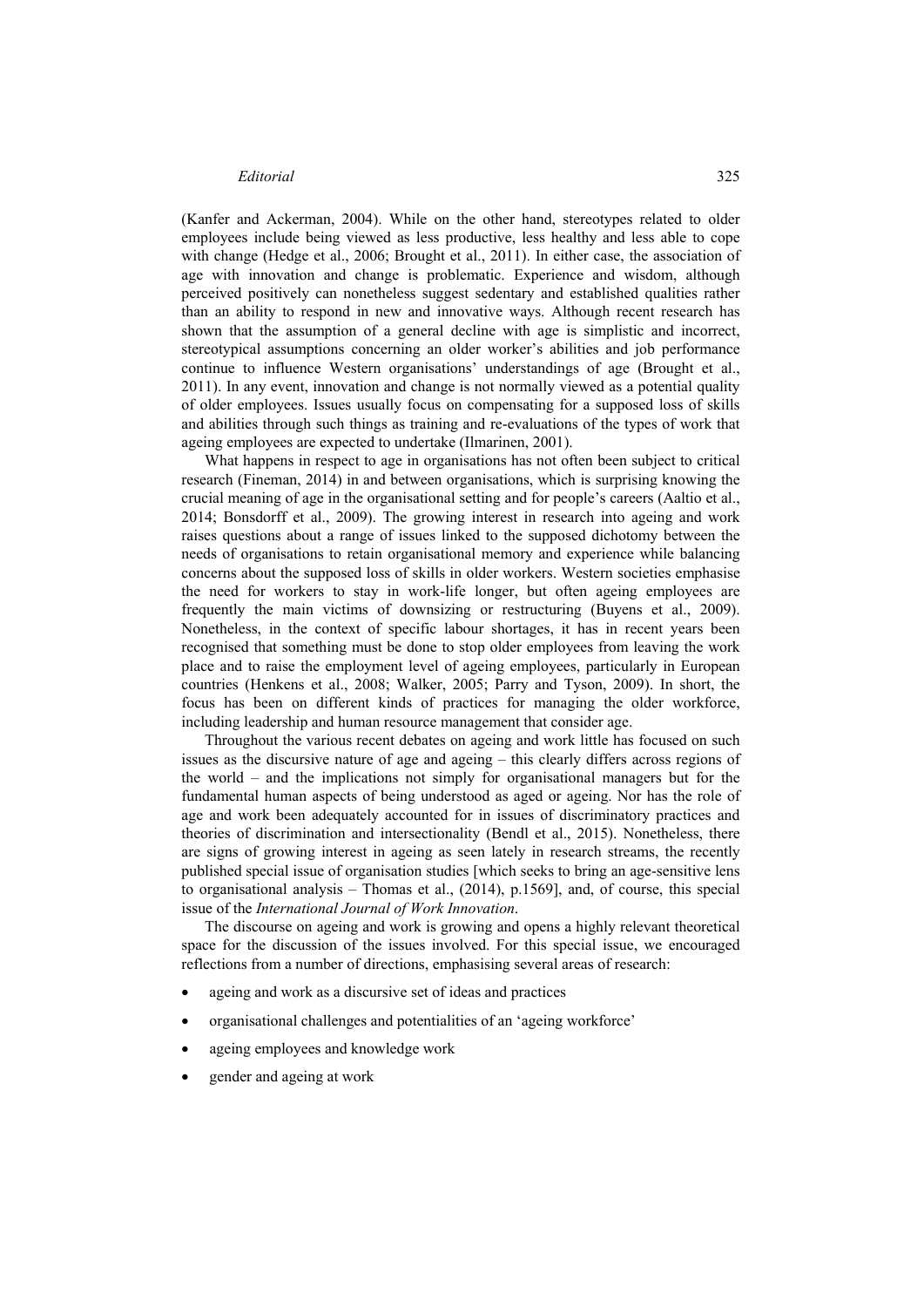(Kanfer and Ackerman, 2004). While on the other hand, stereotypes related to older employees include being viewed as less productive, less healthy and less able to cope with change (Hedge et al., 2006; Brought et al., 2011). In either case, the association of age with innovation and change is problematic. Experience and wisdom, although perceived positively can nonetheless suggest sedentary and established qualities rather than an ability to respond in new and innovative ways. Although recent research has shown that the assumption of a general decline with age is simplistic and incorrect, stereotypical assumptions concerning an older worker's abilities and job performance continue to influence Western organisations' understandings of age (Brought et al., 2011). In any event, innovation and change is not normally viewed as a potential quality of older employees. Issues usually focus on compensating for a supposed loss of skills and abilities through such things as training and re-evaluations of the types of work that ageing employees are expected to undertake (Ilmarinen, 2001).

What happens in respect to age in organisations has not often been subject to critical research (Fineman, 2014) in and between organisations, which is surprising knowing the crucial meaning of age in the organisational setting and for people's careers (Aaltio et al., 2014; Bonsdorff et al., 2009). The growing interest in research into ageing and work raises questions about a range of issues linked to the supposed dichotomy between the needs of organisations to retain organisational memory and experience while balancing concerns about the supposed loss of skills in older workers. Western societies emphasise the need for workers to stay in work-life longer, but often ageing employees are frequently the main victims of downsizing or restructuring (Buyens et al., 2009). Nonetheless, in the context of specific labour shortages, it has in recent years been recognised that something must be done to stop older employees from leaving the work place and to raise the employment level of ageing employees, particularly in European countries (Henkens et al., 2008; Walker, 2005; Parry and Tyson, 2009). In short, the focus has been on different kinds of practices for managing the older workforce, including leadership and human resource management that consider age.

Throughout the various recent debates on ageing and work little has focused on such issues as the discursive nature of age and ageing – this clearly differs across regions of the world – and the implications not simply for organisational managers but for the fundamental human aspects of being understood as aged or ageing. Nor has the role of age and work been adequately accounted for in issues of discriminatory practices and theories of discrimination and intersectionality (Bendl et al., 2015). Nonetheless, there are signs of growing interest in ageing as seen lately in research streams, the recently published special issue of organisation studies [which seeks to bring an age-sensitive lens to organisational analysis – Thomas et al., (2014), p.1569], and, of course, this special issue of the *International Journal of Work Innovation*.

The discourse on ageing and work is growing and opens a highly relevant theoretical space for the discussion of the issues involved. For this special issue, we encouraged reflections from a number of directions, emphasising several areas of research:

- ageing and work as a discursive set of ideas and practices
- organisational challenges and potentialities of an 'ageing workforce'
- ageing employees and knowledge work
- gender and ageing at work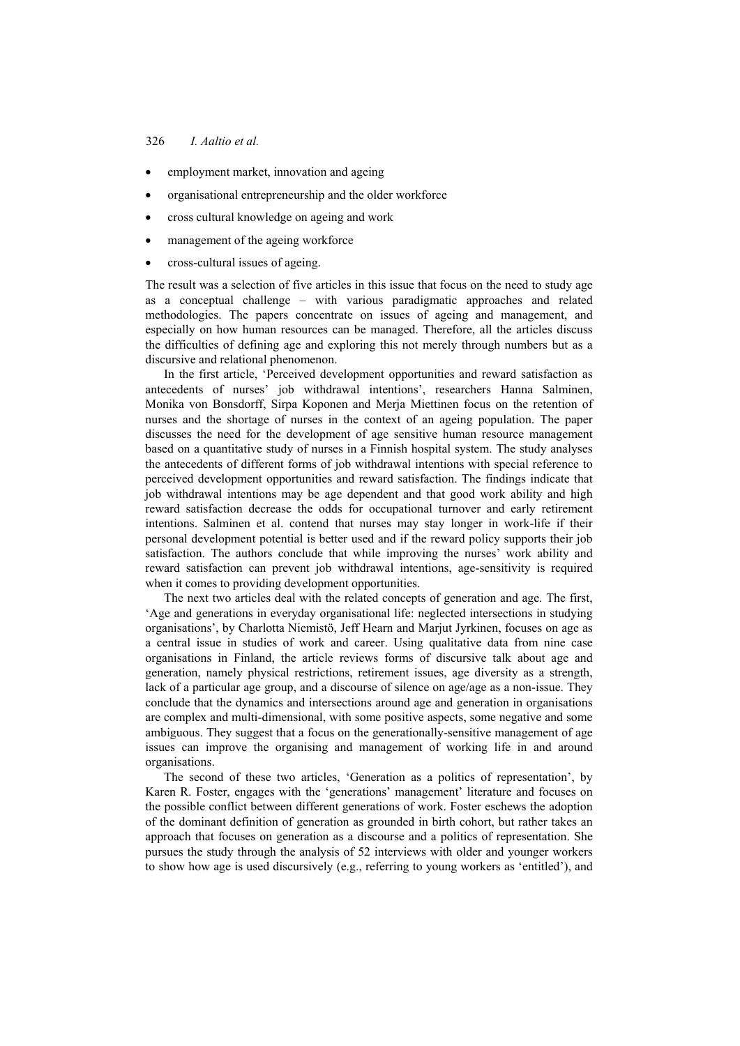- employment market, innovation and ageing
- organisational entrepreneurship and the older workforce
- cross cultural knowledge on ageing and work
- management of the ageing workforce
- cross-cultural issues of ageing.

The result was a selection of five articles in this issue that focus on the need to study age as a conceptual challenge – with various paradigmatic approaches and related methodologies. The papers concentrate on issues of ageing and management, and especially on how human resources can be managed. Therefore, all the articles discuss the difficulties of defining age and exploring this not merely through numbers but as a discursive and relational phenomenon.

In the first article, 'Perceived development opportunities and reward satisfaction as antecedents of nurses' job withdrawal intentions', researchers Hanna Salminen, Monika von Bonsdorff, Sirpa Koponen and Merja Miettinen focus on the retention of nurses and the shortage of nurses in the context of an ageing population. The paper discusses the need for the development of age sensitive human resource management based on a quantitative study of nurses in a Finnish hospital system. The study analyses the antecedents of different forms of job withdrawal intentions with special reference to perceived development opportunities and reward satisfaction. The findings indicate that job withdrawal intentions may be age dependent and that good work ability and high reward satisfaction decrease the odds for occupational turnover and early retirement intentions. Salminen et al. contend that nurses may stay longer in work-life if their personal development potential is better used and if the reward policy supports their job satisfaction. The authors conclude that while improving the nurses' work ability and reward satisfaction can prevent job withdrawal intentions, age-sensitivity is required when it comes to providing development opportunities.

The next two articles deal with the related concepts of generation and age. The first, 'Age and generations in everyday organisational life: neglected intersections in studying organisations', by Charlotta Niemistö, Jeff Hearn and Marjut Jyrkinen, focuses on age as a central issue in studies of work and career. Using qualitative data from nine case organisations in Finland, the article reviews forms of discursive talk about age and generation, namely physical restrictions, retirement issues, age diversity as a strength, lack of a particular age group, and a discourse of silence on age/age as a non-issue. They conclude that the dynamics and intersections around age and generation in organisations are complex and multi-dimensional, with some positive aspects, some negative and some ambiguous. They suggest that a focus on the generationally-sensitive management of age issues can improve the organising and management of working life in and around organisations.

The second of these two articles, 'Generation as a politics of representation', by Karen R. Foster, engages with the 'generations' management' literature and focuses on the possible conflict between different generations of work. Foster eschews the adoption of the dominant definition of generation as grounded in birth cohort, but rather takes an approach that focuses on generation as a discourse and a politics of representation. She pursues the study through the analysis of 52 interviews with older and younger workers to show how age is used discursively (e.g., referring to young workers as 'entitled'), and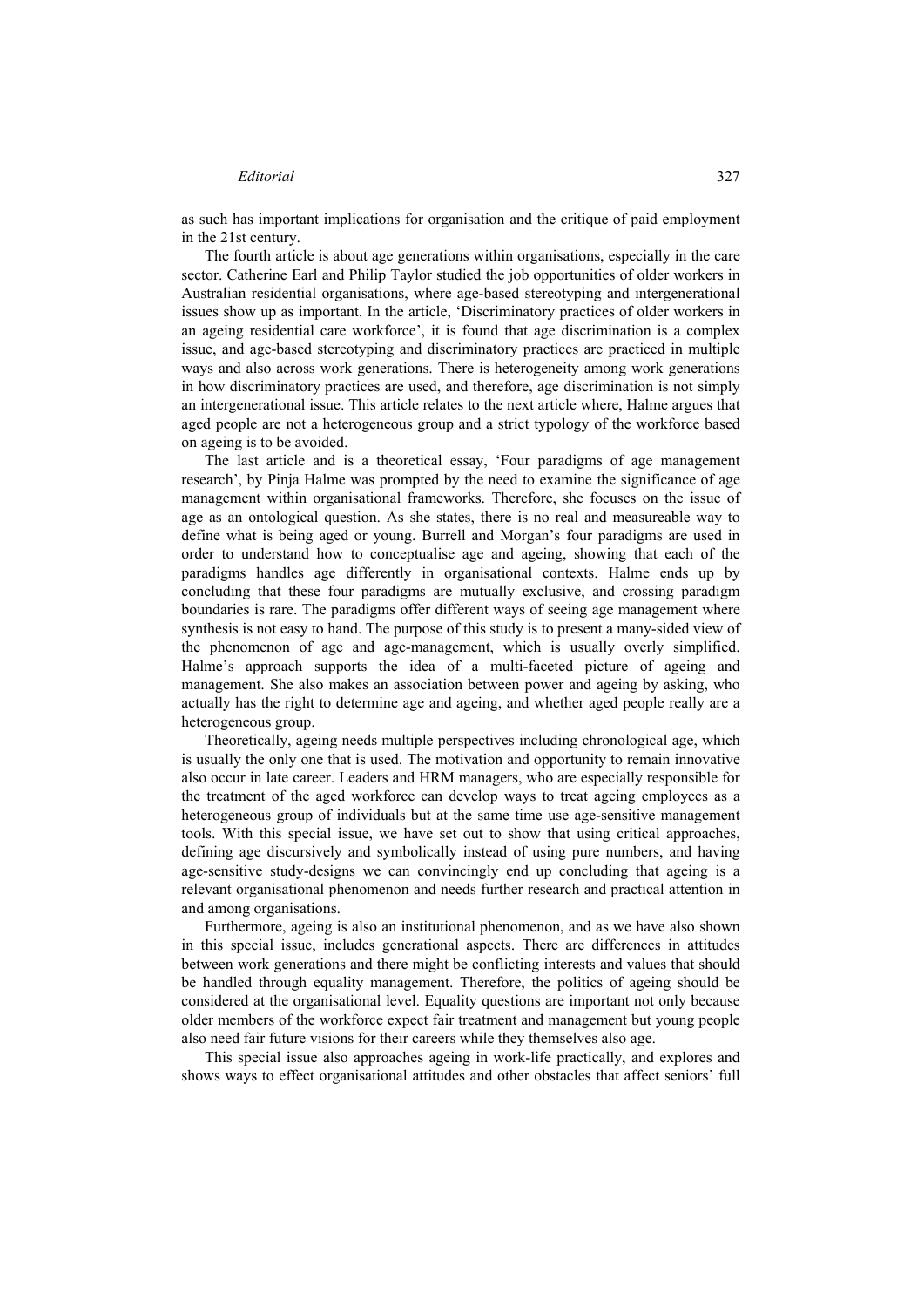as such has important implications for organisation and the critique of paid employment in the 21st century.

The fourth article is about age generations within organisations, especially in the care sector. Catherine Earl and Philip Taylor studied the job opportunities of older workers in Australian residential organisations, where age-based stereotyping and intergenerational issues show up as important. In the article, 'Discriminatory practices of older workers in an ageing residential care workforce', it is found that age discrimination is a complex issue, and age-based stereotyping and discriminatory practices are practiced in multiple ways and also across work generations. There is heterogeneity among work generations in how discriminatory practices are used, and therefore, age discrimination is not simply an intergenerational issue. This article relates to the next article where, Halme argues that aged people are not a heterogeneous group and a strict typology of the workforce based on ageing is to be avoided.

The last article and is a theoretical essay, 'Four paradigms of age management research', by Pinja Halme was prompted by the need to examine the significance of age management within organisational frameworks. Therefore, she focuses on the issue of age as an ontological question. As she states, there is no real and measureable way to define what is being aged or young. Burrell and Morgan's four paradigms are used in order to understand how to conceptualise age and ageing, showing that each of the paradigms handles age differently in organisational contexts. Halme ends up by concluding that these four paradigms are mutually exclusive, and crossing paradigm boundaries is rare. The paradigms offer different ways of seeing age management where synthesis is not easy to hand. The purpose of this study is to present a many-sided view of the phenomenon of age and age-management, which is usually overly simplified. Halme's approach supports the idea of a multi-faceted picture of ageing and management. She also makes an association between power and ageing by asking, who actually has the right to determine age and ageing, and whether aged people really are a heterogeneous group.

Theoretically, ageing needs multiple perspectives including chronological age, which is usually the only one that is used. The motivation and opportunity to remain innovative also occur in late career. Leaders and HRM managers, who are especially responsible for the treatment of the aged workforce can develop ways to treat ageing employees as a heterogeneous group of individuals but at the same time use age-sensitive management tools. With this special issue, we have set out to show that using critical approaches, defining age discursively and symbolically instead of using pure numbers, and having age-sensitive study-designs we can convincingly end up concluding that ageing is a relevant organisational phenomenon and needs further research and practical attention in and among organisations.

Furthermore, ageing is also an institutional phenomenon, and as we have also shown in this special issue, includes generational aspects. There are differences in attitudes between work generations and there might be conflicting interests and values that should be handled through equality management. Therefore, the politics of ageing should be considered at the organisational level. Equality questions are important not only because older members of the workforce expect fair treatment and management but young people also need fair future visions for their careers while they themselves also age.

This special issue also approaches ageing in work-life practically, and explores and shows ways to effect organisational attitudes and other obstacles that affect seniors' full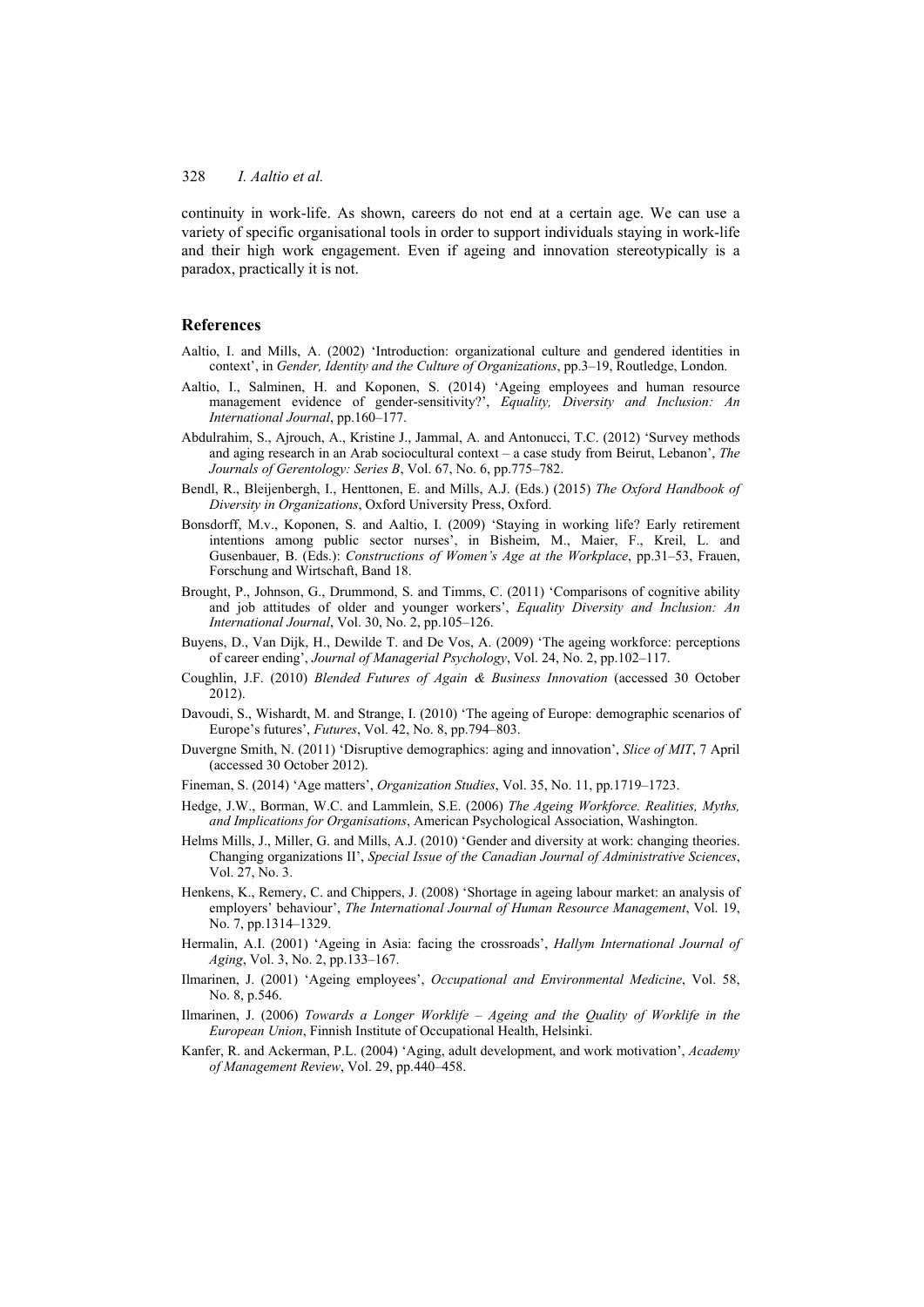continuity in work-life. As shown, careers do not end at a certain age. We can use a variety of specific organisational tools in order to support individuals staying in work-life and their high work engagement. Even if ageing and innovation stereotypically is a paradox, practically it is not.

## References

Aaltio, I. and Mills, A. (2002) 'Introduction: organizational culture and gendered identities in context', in *Gender, Identity and the Culture of Organizations*, pp.3–19, Routledge, London.

Aaltio, I., Salminen, H. and Koponen, S. (2014) 'Ageing employees and human resource management evidence of gender-sensitivity?', *Equality, Diversity and Inclusion: An International Journal*, pp.160–177.

Abdulrahim, S., Ajrouch, A., Kristine J., Jammal, A. and Antonucci, T.C. (2012) 'Survey methods and aging research in an Arab sociocultural context – a case study from Beirut, Lebanon', *The Journals of Gerentology: Series B*, Vol. 67, No. 6, pp.775–782.

Bendl, R., Bleijenbergh, I., Henttonen, E. and Mills, A.J. (Eds.) (2015) *The Oxford Handbook of Diversity in Organizations*, Oxford University Press, Oxford.

Bonsdorff, M.v., Koponen, S. and Aaltio, I. (2009) 'Staying in working life? Early retirement intentions among public sector nurses', in Bisheim, M., Maier, F., Kreil, L. and Gusenbauer, B. (Eds.): *Constructions of Women's Age at the Workplace*, pp.31–53, Frauen, Forschung and Wirtschaft, Band 18.

Brought, P., Johnson, G., Drummond, S. and Timms, C. (2011) 'Comparisons of cognitive ability and job attitudes of older and younger workers', *Equality Diversity and Inclusion: An International Journal*, Vol. 30, No. 2, pp.105–126.

Buyens, D., Van Dijk, H., Dewilde T. and De Vos, A. (2009) 'The ageing workforce: perceptions of career ending', *Journal of Managerial Psychology*, Vol. 24, No. 2, pp.102–117.

Coughlin, J.F. (2010) *Blended Futures of Again & Business Innovation* (accessed 30 October 2012).

Davoudi, S., Wishardt, M. and Strange, I. (2010) 'The ageing of Europe: demographic scenarios of Europe's futures', *Futures*, Vol. 42, No. 8, pp.794–803.

Duvergne Smith, N. (2011) 'Disruptive demographics: aging and innovation', *Slice of MIT*, 7 April (accessed 30 October 2012).

Fineman, S. (2014) 'Age matters', *Organization Studies*, Vol. 35, No. 11, pp.1719–1723.

Hedge, J.W., Borman, W.C. and Lammlein, S.E. (2006) *The Ageing Workforce. Realities, Myths, and Implications for Organisations*, American Psychological Association, Washington.

Helms Mills, J., Miller, G. and Mills, A.J. (2010) 'Gender and diversity at work: changing theories. Changing organizations II', *Special Issue of the Canadian Journal of Administrative Sciences*, Vol. 27, No. 3.

Henkens, K., Remery, C. and Chippers, J. (2008) 'Shortage in ageing labour market: an analysis of employers' behaviour', *The International Journal of Human Resource Management*, Vol. 19, No. 7, pp.1314–1329.

Hermalin, A.I. (2001) 'Ageing in Asia: facing the crossroads', *Hallym International Journal of Aging*, Vol. 3, No. 2, pp.133–167.

Ilmarinen, J. (2001) 'Ageing employees', *Occupational and Environmental Medicine*, Vol. 58, No. 8, p.546.

Ilmarinen, J. (2006) *Towards a Longer Worklife – Ageing and the Quality of Worklife in the European Union*, Finnish Institute of Occupational Health, Helsinki.

Kanfer, R. and Ackerman, P.L. (2004) 'Aging, adult development, and work motivation', *Academy of Management Review*, Vol. 29, pp.440–458.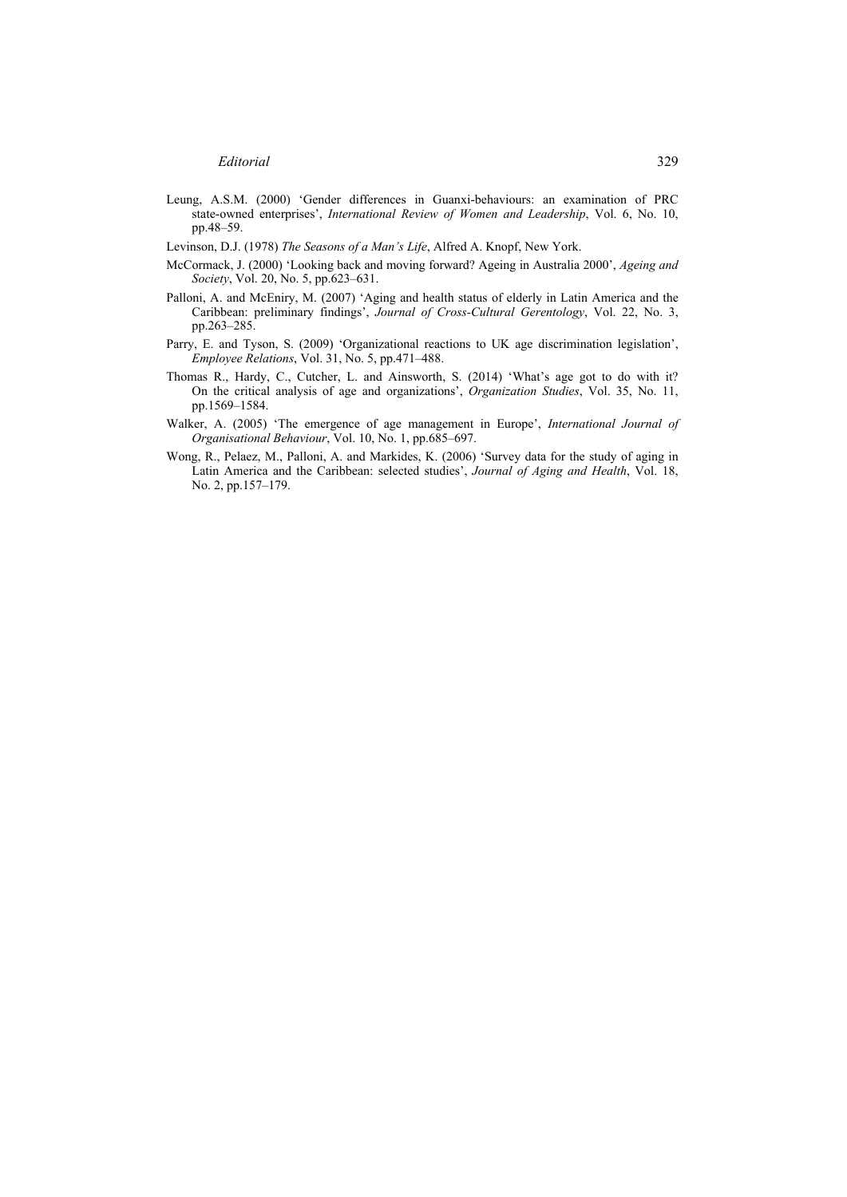Leung, A.S.M. (2000) 'Gender differences in Guanxi-behaviours: an examination of PRC state-owned enterprises', *International Review of Women and Leadership*, Vol. 6, No. 10, pp.48–59.

Levinson, D.J. (1978) *The Seasons of a Man's Life*, Alfred A. Knopf, New York.

McCormack, J. (2000) 'Looking back and moving forward? Ageing in Australia 2000', *Ageing and Society*, Vol. 20, No. 5, pp.623–631.

Palloni, A. and McEniry, M. (2007) 'Aging and health status of elderly in Latin America and the Caribbean: preliminary findings', *Journal of Cross-Cultural Gerentology*, Vol. 22, No. 3, pp.263–285.

Parry, E. and Tyson, S. (2009) 'Organizational reactions to UK age discrimination legislation', *Employee Relations*, Vol. 31, No. 5, pp.471–488.

Thomas R., Hardy, C., Cutcher, L. and Ainsworth, S. (2014) 'What's age got to do with it? On the critical analysis of age and organizations', *Organization Studies*, Vol. 35, No. 11, pp.1569–1584.

Walker, A. (2005) 'The emergence of age management in Europe', *International Journal of Organisational Behaviour*, Vol. 10, No. 1, pp.685–697.

Wong, R., Pelaez, M., Palloni, A. and Markides, K. (2006) 'Survey data for the study of aging in Latin America and the Caribbean: selected studies', *Journal of Aging and Health*, Vol. 18, No. 2, pp.157–179.